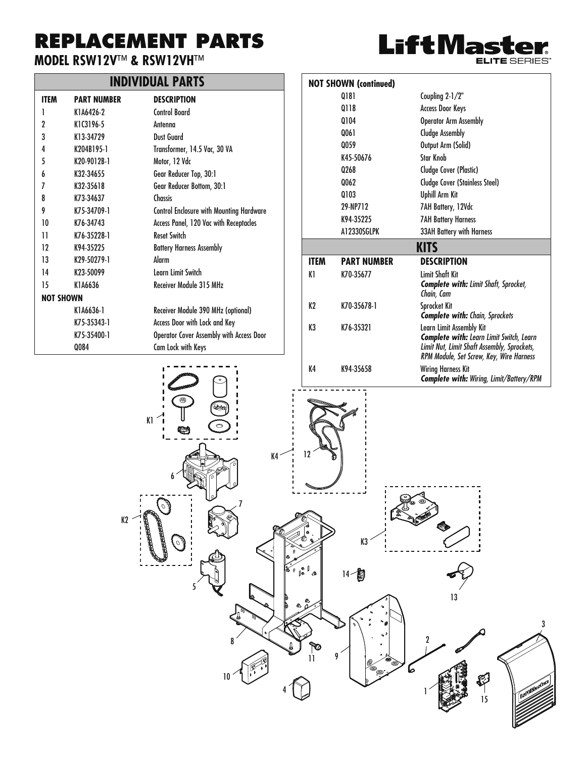# REPLACEMENT PARTS

## MODEL RSW12V™ & RSW12VH™

LiftMaster ELITE SERIES™

## INDIVIDUAL PARTS

| ITEM | PART NUMBER | DESCRIPTION |
|---|---|---|
| 1 | K1A6426-2 | Control Board |
| 2 | K1C3196-5 | Antenna |
| 3 | K13-34729 | Dust Guard |
| 4 | K204B195-1 | Transformer, 14.5 Vac, 30 VA |
| 5 | K20-9012B-1 | Motor, 12 Vdc |
| 6 | K32-34655 | Gear Reducer Top, 30:1 |
| 7 | K32-35618 | Gear Reducer Bottom, 30:1 |
| 8 | K73-34637 | Chassis |
| 9 | K75-34709-1 | Control Enclosure with Mounting Hardware |
| 10 | K76-34743 | Access Panel, 120 Vac with Receptacles |
| 11 | K76-35228-1 | Reset Switch |
| 12 | K94-35225 | Battery Harness Assembly |
| 13 | K29-50279-1 | Alarm |
| 14 | K23-50099 | Learn Limit Switch |
| 15 | K1A6636 | Receiver Module 315 MHz |
| **NOT SHOWN** | | |
| | K1A6636-1 | Receiver Module 390 MHz (optional) |
| | K75-35343-1 | Access Door with Lock and Key |
| | K75-35400-1 | Operator Cover Assembly with Access Door |
| | Q084 | Cam Lock with Keys |

| NOT SHOWN (continued) | | |
|---|---|---|
| | Q181 | Coupling 2-1/2" |
| | Q118 | Access Door Keys |
| | Q104 | Operator Arm Assembly |
| | Q061 | Cludge Assembly |
| | Q059 | Output Arm (Solid) |
| | K45-50676 | Star Knob |
| | Q268 | Cludge Cover (Plastic) |
| | Q062 | Cludge Cover (Stainless Steel) |
| | Q103 | Uphill Arm Kit |
| | 29-NP712 | 7AH Battery, 12Vdc |
| | K94-35225 | 7AH Battery Harness |
| | A12330SGLPK | 33AH Battery with Harness |

## KITS

| ITEM | PART NUMBER | DESCRIPTION |
|---|---|---|
| K1 | K70-35677 | Limit Shaft Kit<br>***Complete with:** Limit Shaft, Sprocket, Chain, Cam* |
| K2 | K70-35678-1 | Sprocket Kit<br>***Complete with:** Chain, Sprockets* |
| K3 | K76-35321 | Learn Limit Assembly Kit<br>***Complete with:** Learn Limit Switch, Learn Limit Nut, Limit Shaft Assembly, Sprockets, RPM Module, Set Screw, Key, Wire Harness* |
| K4 | K94-35658 | Wiring Harness Kit<br>***Complete with:** Wiring, Limit/Battery/RPM* |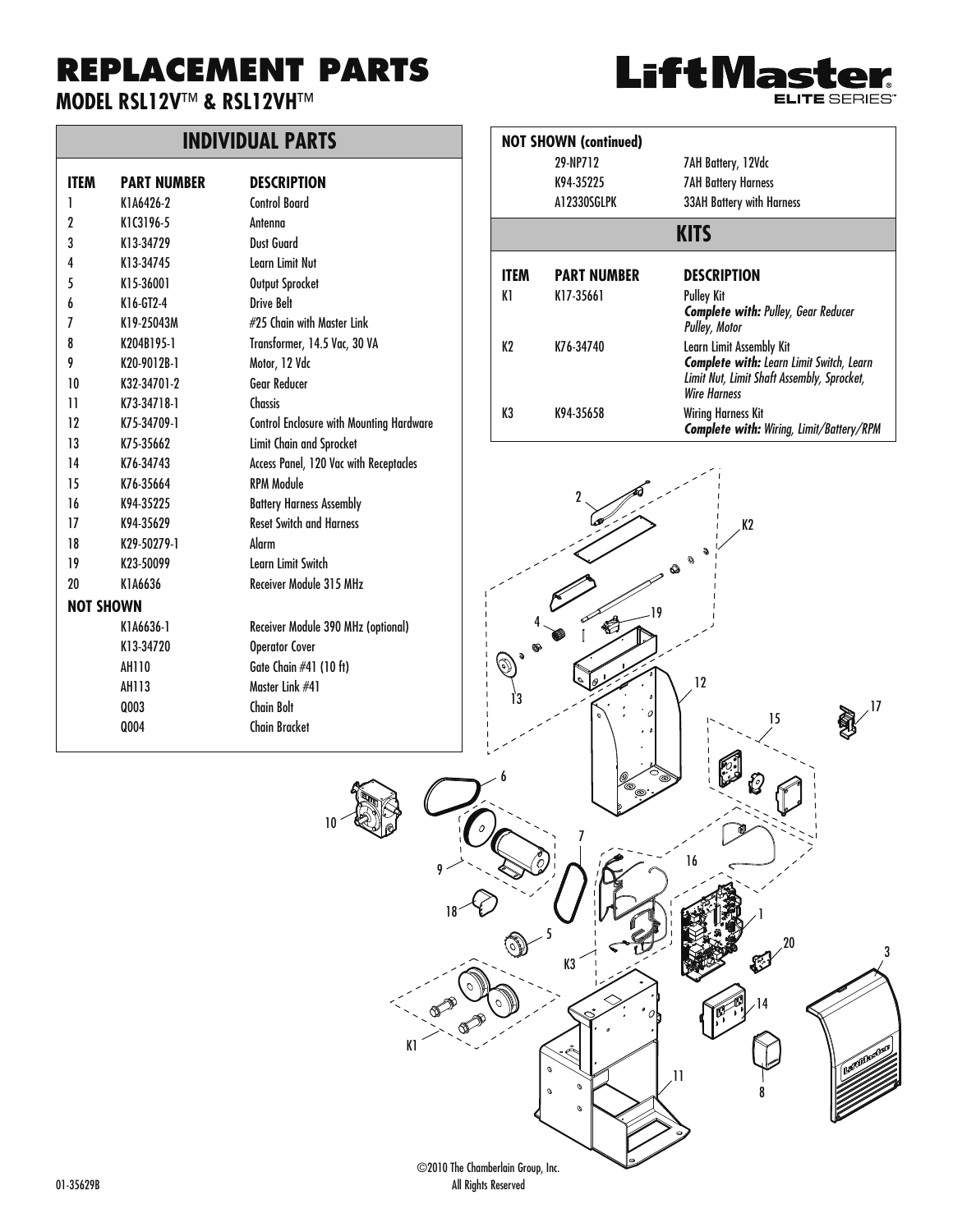# REPLACEMENT PARTS

## MODEL RSL12V™ & RSL12VH™

LiftMaster ELITE SERIES™

## INDIVIDUAL PARTS

| ITEM | PART NUMBER | DESCRIPTION |
|---|---|---|
| 1 | K1A6426-2 | Control Board |
| 2 | K1C3196-5 | Antenna |
| 3 | K13-34729 | Dust Guard |
| 4 | K13-34745 | Learn Limit Nut |
| 5 | K15-36001 | Output Sprocket |
| 6 | K16-GT2-4 | Drive Belt |
| 7 | K19-25043M | #25 Chain with Master Link |
| 8 | K204B195-1 | Transformer, 14.5 Vac, 30 VA |
| 9 | K20-9012B-1 | Motor, 12 Vdc |
| 10 | K32-34701-2 | Gear Reducer |
| 11 | K73-34718-1 | Chassis |
| 12 | K75-34709-1 | Control Enclosure with Mounting Hardware |
| 13 | K75-35662 | Limit Chain and Sprocket |
| 14 | K76-34743 | Access Panel, 120 Vac with Receptacles |
| 15 | K76-35664 | RPM Module |
| 16 | K94-35225 | Battery Harness Assembly |
| 17 | K94-35629 | Reset Switch and Harness |
| 18 | K29-50279-1 | Alarm |
| 19 | K23-50099 | Learn Limit Switch |
| 20 | K1A6636 | Receiver Module 315 MHz |
| **NOT SHOWN** | | |
| | K1A6636-1 | Receiver Module 390 MHz (optional) |
| | K13-34720 | Operator Cover |
| | AH110 | Gate Chain #41 (10 ft) |
| | AH113 | Master Link #41 |
| | Q003 | Chain Bolt |
| | Q004 | Chain Bracket |

### NOT SHOWN (continued)

| | | |
|---|---|---|
| 29-NP712 | 7AH Battery, 12Vdc |
| K94-35225 | 7AH Battery Harness |
| A12330SGLPK | 33AH Battery with Harness |

## KITS

| ITEM | PART NUMBER | DESCRIPTION |
|---|---|---|
| K1 | K17-35661 | Pulley Kit<br>***Complete with:** Pulley, Gear Reducer Pulley, Motor* |
| K2 | K76-34740 | Learn Limit Assembly Kit<br>***Complete with:** Learn Limit Switch, Learn Limit Nut, Limit Shaft Assembly, Sprocket, Wire Harness* |
| K3 | K94-35658 | Wiring Harness Kit<br>***Complete with:** Wiring, Limit/Battery/RPM* |

2
K2
19
4
13
12
15
17
6
10
7
16
9
18
1
5
20
K3
3
14
K1
11
8

©2010 The Chamberlain Group, Inc.
All Rights Reserved

01-35629B